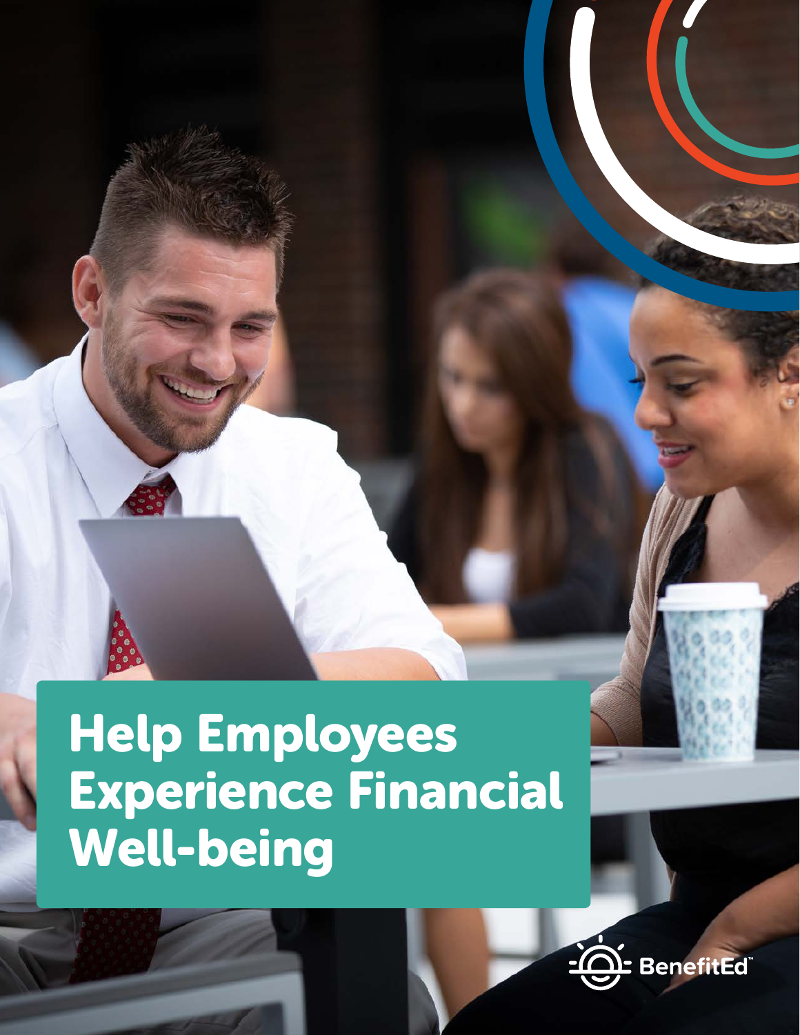# Help Employees Experience Financial Well-being

BenefitEd™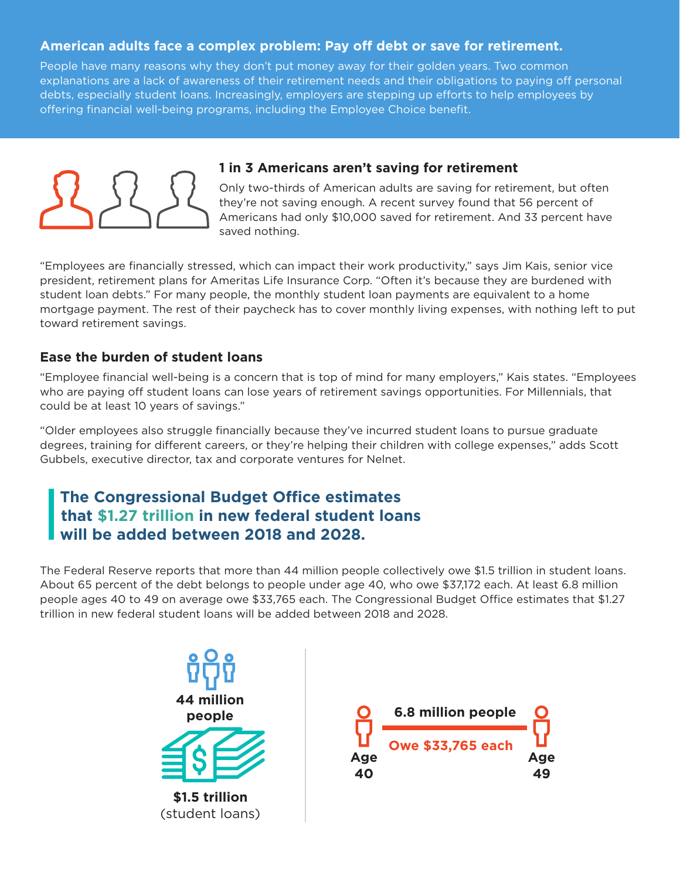## American adults face a complex problem: Pay off debt or save for retirement.

People have many reasons why they don't put money away for their golden years. Two common explanations are a lack of awareness of their retirement needs and their obligations to paying off personal debts, especially student loans. Increasingly, employers are stepping up efforts to help employees by offering financial well-being programs, including the Employee Choice benefit.

### 1 in 3 Americans aren't saving for retirement

Only two-thirds of American adults are saving for retirement, but often they're not saving enough. A recent survey found that 56 percent of Americans had only $10,000 saved for retirement. And 33 percent have saved nothing.

"Employees are financially stressed, which can impact their work productivity," says Jim Kais, senior vice president, retirement plans for Ameritas Life Insurance Corp. "Often it's because they are burdened with student loan debts." For many people, the monthly student loan payments are equivalent to a home mortgage payment. The rest of their paycheck has to cover monthly living expenses, with nothing left to put toward retirement savings.

### Ease the burden of student loans

"Employee financial well-being is a concern that is top of mind for many employers," Kais states. "Employees who are paying off student loans can lose years of retirement savings opportunities. For Millennials, that could be at least 10 years of savings."

"Older employees also struggle financially because they've incurred student loans to pursue graduate degrees, training for different careers, or they're helping their children with college expenses," adds Scott Gubbels, executive director, tax and corporate ventures for Nelnet.

> **The Congressional Budget Office estimates that $1.27 trillion in new federal student loans will be added between 2018 and 2028.**

The Federal Reserve reports that more than 44 million people collectively owe $1.5 trillion in student loans. About 65 percent of the debt belongs to people under age 40, who owe $37,172 each. At least 6.8 million people ages 40 to 49 on average owe $33,765 each. The Congressional Budget Office estimates that $1.27 trillion in new federal student loans will be added between 2018 and 2028.

**44 million people**

**$1.5 trillion** (student loans)

**6.8 million people**

**Owe $33,765 each**

**Age 40** – **Age 49**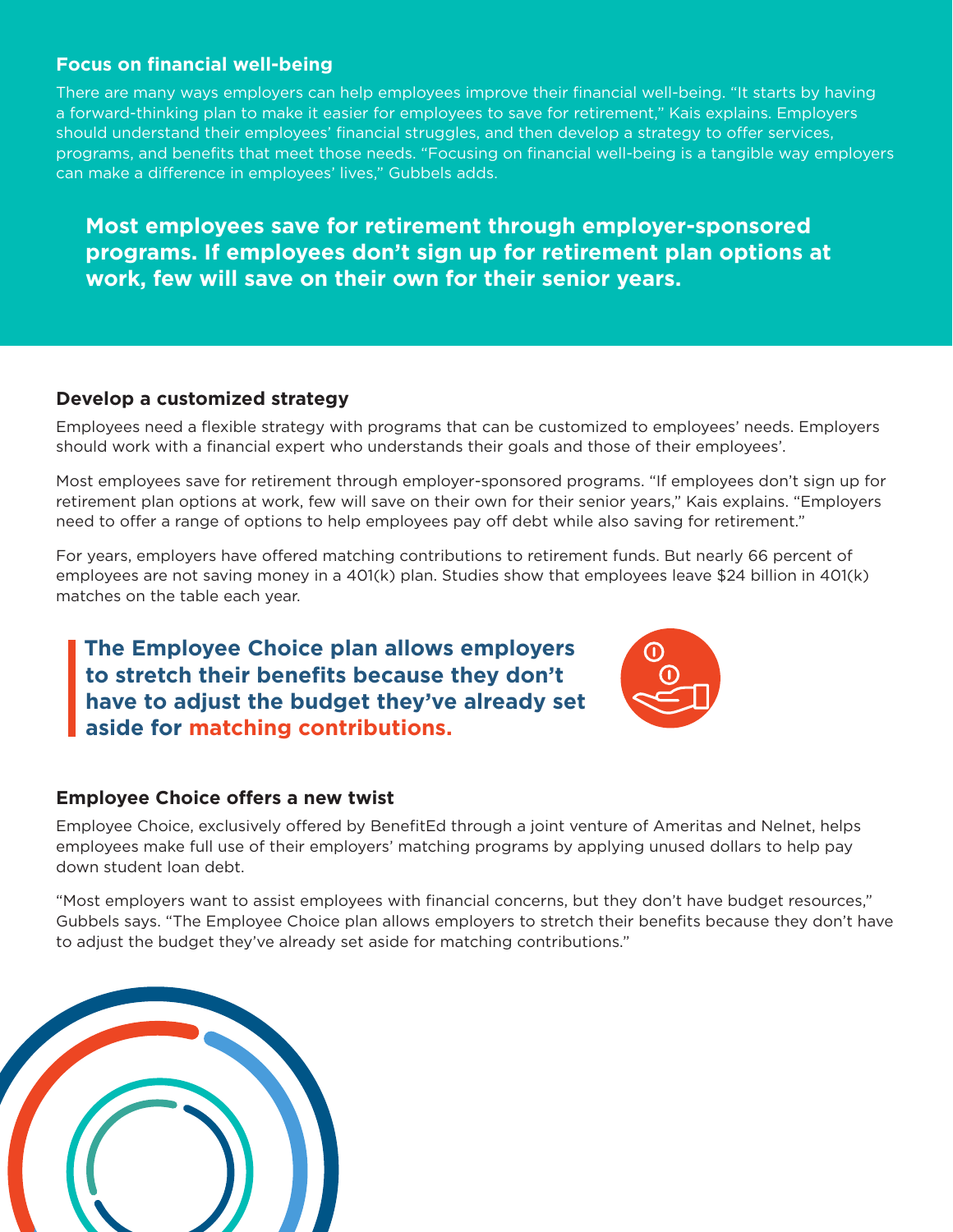## Focus on financial well-being

There are many ways employers can help employees improve their financial well-being. "It starts by having a forward-thinking plan to make it easier for employees to save for retirement," Kais explains. Employers should understand their employees' financial struggles, and then develop a strategy to offer services, programs, and benefits that meet those needs. "Focusing on financial well-being is a tangible way employers can make a difference in employees' lives," Gubbels adds.

**Most employees save for retirement through employer-sponsored programs. If employees don't sign up for retirement plan options at work, few will save on their own for their senior years.**

## Develop a customized strategy

Employees need a flexible strategy with programs that can be customized to employees' needs. Employers should work with a financial expert who understands their goals and those of their employees'.

Most employees save for retirement through employer-sponsored programs. "If employees don't sign up for retirement plan options at work, few will save on their own for their senior years," Kais explains. "Employers need to offer a range of options to help employees pay off debt while also saving for retirement."

For years, employers have offered matching contributions to retirement funds. But nearly 66 percent of employees are not saving money in a 401(k) plan. Studies show that employees leave $24 billion in 401(k) matches on the table each year.

**The Employee Choice plan allows employers to stretch their benefits because they don't have to adjust the budget they've already set aside for matching contributions.**

## Employee Choice offers a new twist

Employee Choice, exclusively offered by BenefitEd through a joint venture of Ameritas and Nelnet, helps employees make full use of their employers' matching programs by applying unused dollars to help pay down student loan debt.

"Most employers want to assist employees with financial concerns, but they don't have budget resources," Gubbels says. "The Employee Choice plan allows employers to stretch their benefits because they don't have to adjust the budget they've already set aside for matching contributions."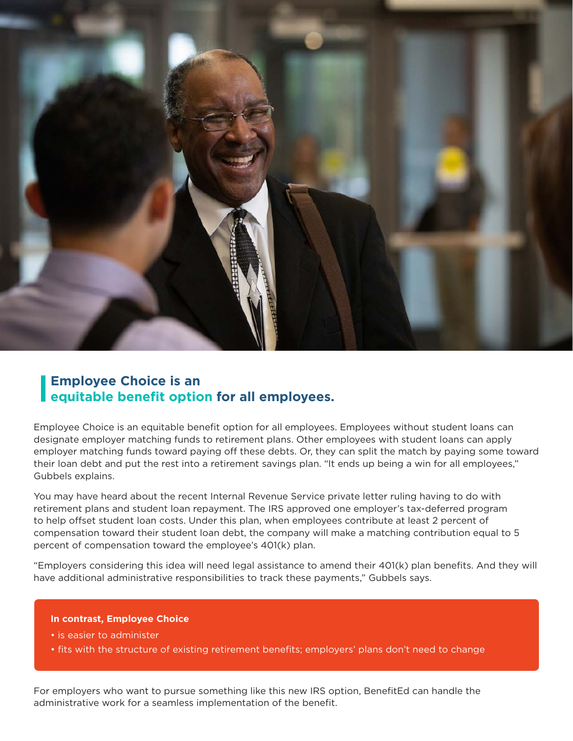## Employee Choice is an equitable benefit option for all employees.

Employee Choice is an equitable benefit option for all employees. Employees without student loans can designate employer matching funds to retirement plans. Other employees with student loans can apply employer matching funds toward paying off these debts. Or, they can split the match by paying some toward their loan debt and put the rest into a retirement savings plan. "It ends up being a win for all employees," Gubbels explains.

You may have heard about the recent Internal Revenue Service private letter ruling having to do with retirement plans and student loan repayment. The IRS approved one employer's tax-deferred program to help offset student loan costs. Under this plan, when employees contribute at least 2 percent of compensation toward their student loan debt, the company will make a matching contribution equal to 5 percent of compensation toward the employee's 401(k) plan.

"Employers considering this idea will need legal assistance to amend their 401(k) plan benefits. And they will have additional administrative responsibilities to track these payments," Gubbels says.

**In contrast, Employee Choice**

- is easier to administer
- fits with the structure of existing retirement benefits; employers' plans don't need to change

For employers who want to pursue something like this new IRS option, BenefitEd can handle the administrative work for a seamless implementation of the benefit.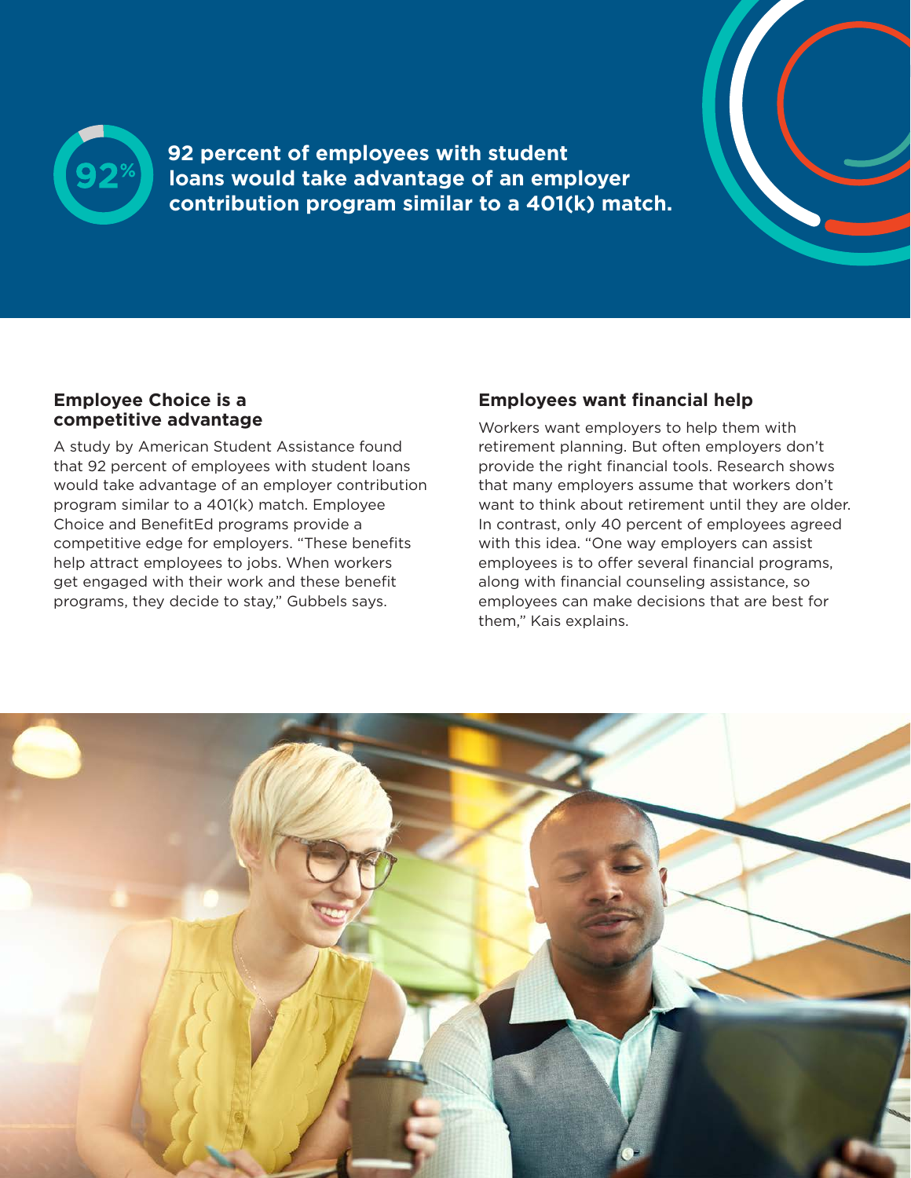92%

**92 percent of employees with student loans would take advantage of an employer contribution program similar to a 401(k) match.**

## Employee Choice is a competitive advantage

A study by American Student Assistance found that 92 percent of employees with student loans would take advantage of an employer contribution program similar to a 401(k) match. Employee Choice and BenefitEd programs provide a competitive edge for employers. "These benefits help attract employees to jobs. When workers get engaged with their work and these benefit programs, they decide to stay," Gubbels says.

## Employees want financial help

Workers want employers to help them with retirement planning. But often employers don't provide the right financial tools. Research shows that many employers assume that workers don't want to think about retirement until they are older. In contrast, only 40 percent of employees agreed with this idea. "One way employers can assist employees is to offer several financial programs, along with financial counseling assistance, so employees can make decisions that are best for them," Kais explains.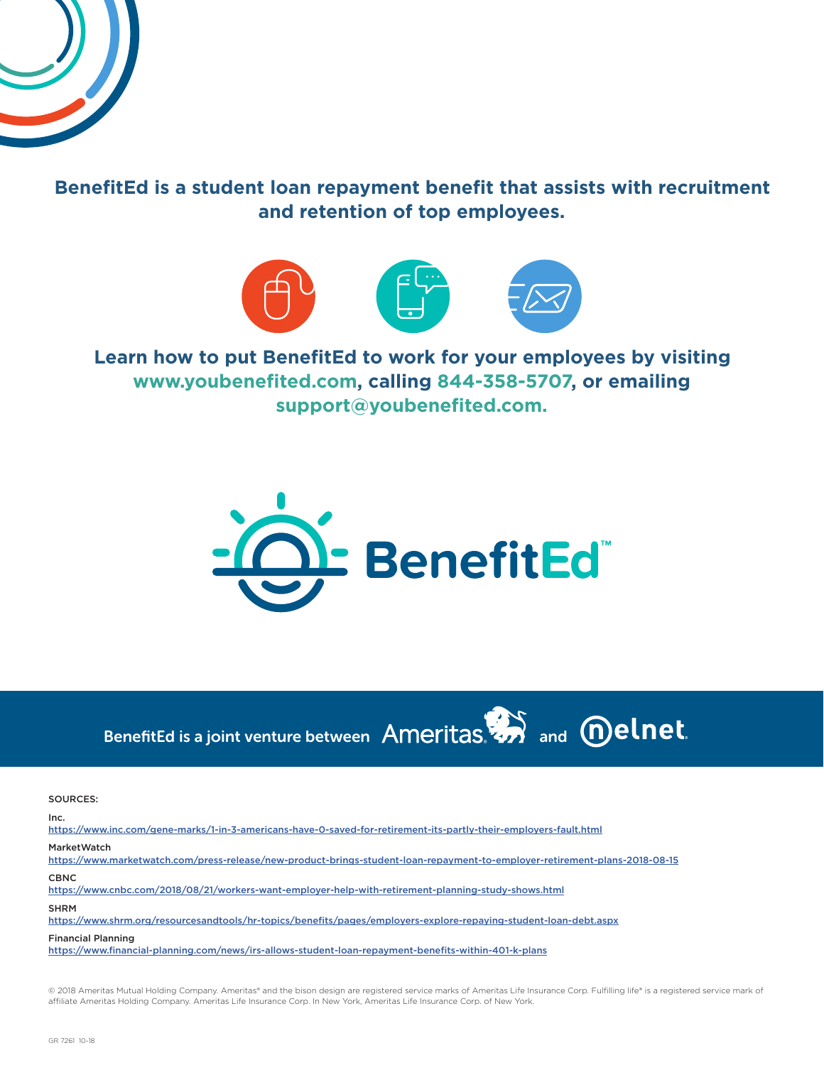**BenefitEd is a student loan repayment benefit that assists with recruitment and retention of top employees.**

**Learn how to put BenefitEd to work for your employees by visiting www.youbenefited.com, calling 844-358-5707, or emailing support@youbenefited.com.**

BenefitEd™

BenefitEd is a joint venture between Ameritas and nelnet

SOURCES:

Inc.
https://www.inc.com/gene-marks/1-in-3-americans-have-0-saved-for-retirement-its-partly-their-employers-fault.html

MarketWatch
https://www.marketwatch.com/press-release/new-product-brings-student-loan-repayment-to-employer-retirement-plans-2018-08-15

CBNC
https://www.cnbc.com/2018/08/21/workers-want-employer-help-with-retirement-planning-study-shows.html

SHRM
https://www.shrm.org/resourcesandtools/hr-topics/benefits/pages/employers-explore-repaying-student-loan-debt.aspx

Financial Planning
https://www.financial-planning.com/news/irs-allows-student-loan-repayment-benefits-within-401-k-plans

© 2018 Ameritas Mutual Holding Company. Ameritas® and the bison design are registered service marks of Ameritas Life Insurance Corp. Fulfilling life® is a registered service mark of affiliate Ameritas Holding Company. Ameritas Life Insurance Corp. In New York, Ameritas Life Insurance Corp. of New York.

GR 7261 10-18